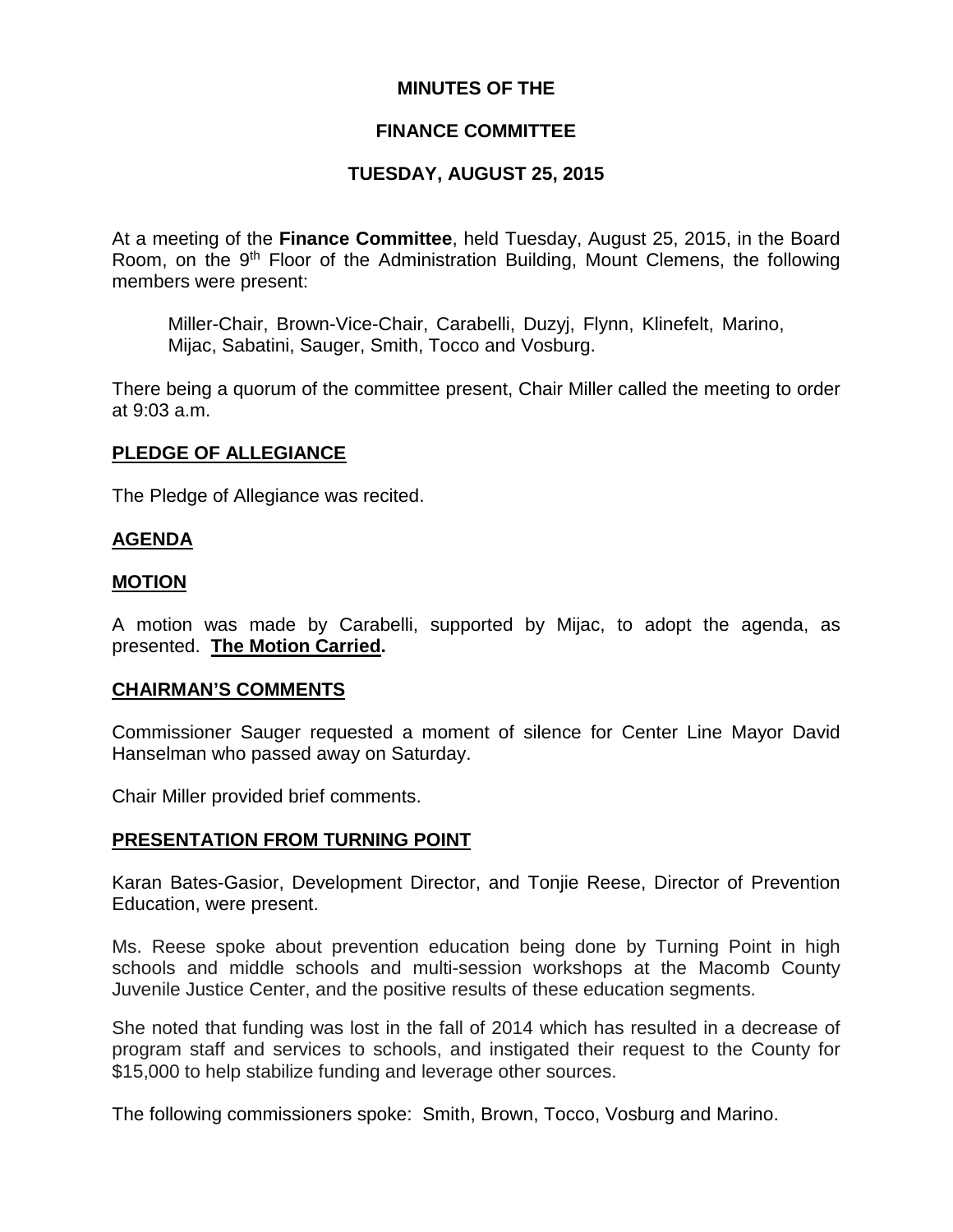# MINUTES OF THE

# FINANCE COMMITTEE

# TUESDAY, AUGUST 25, 2015

At a meeting of the **Finance Committee**, held Tuesday, August 25, 2015, in the Board Room, on the 9th Floor of the Administration Building, Mount Clemens, the following members were present:

> Miller-Chair, Brown-Vice-Chair, Carabelli, Duzyj, Flynn, Klinefelt, Marino, Mijac, Sabatini, Sauger, Smith, Tocco and Vosburg.

There being a quorum of the committee present, Chair Miller called the meeting to order at 9:03 a.m.

## PLEDGE OF ALLEGIANCE

The Pledge of Allegiance was recited.

## AGENDA

## MOTION

A motion was made by Carabelli, supported by Mijac, to adopt the agenda, as presented. **The Motion Carried.**

## CHAIRMAN'S COMMENTS

Commissioner Sauger requested a moment of silence for Center Line Mayor David Hanselman who passed away on Saturday.

Chair Miller provided brief comments.

## PRESENTATION FROM TURNING POINT

Karan Bates-Gasior, Development Director, and Tonjie Reese, Director of Prevention Education, were present.

Ms. Reese spoke about prevention education being done by Turning Point in high schools and middle schools and multi-session workshops at the Macomb County Juvenile Justice Center, and the positive results of these education segments.

She noted that funding was lost in the fall of 2014 which has resulted in a decrease of program staff and services to schools, and instigated their request to the County for $15,000 to help stabilize funding and leverage other sources.

The following commissioners spoke: Smith, Brown, Tocco, Vosburg and Marino.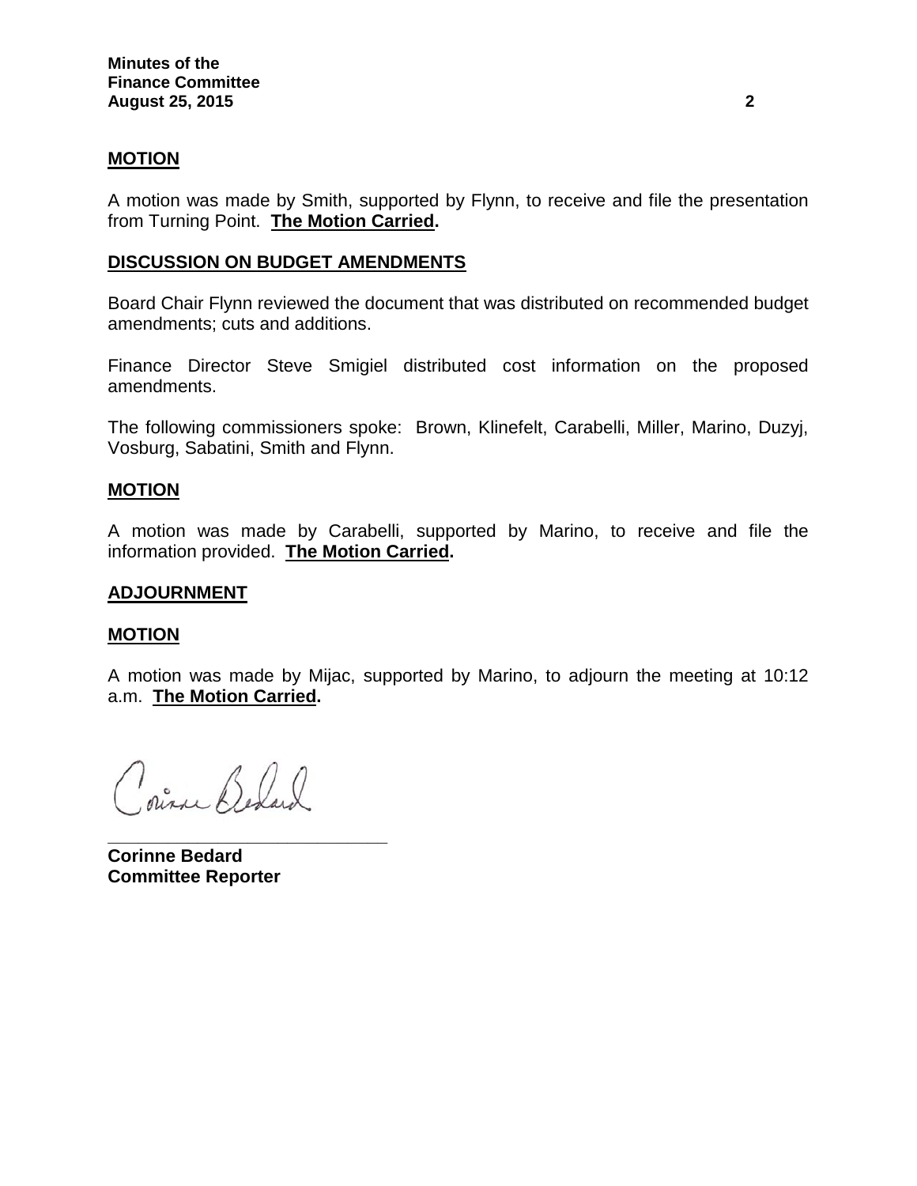**MOTION**

A motion was made by Smith, supported by Flynn, to receive and file the presentation from Turning Point. **The Motion Carried.**

**DISCUSSION ON BUDGET AMENDMENTS**

Board Chair Flynn reviewed the document that was distributed on recommended budget amendments; cuts and additions.

Finance Director Steve Smigiel distributed cost information on the proposed amendments.

The following commissioners spoke: Brown, Klinefelt, Carabelli, Miller, Marino, Duzyj, Vosburg, Sabatini, Smith and Flynn.

**MOTION**

A motion was made by Carabelli, supported by Marino, to receive and file the information provided. **The Motion Carried.**

**ADJOURNMENT**

**MOTION**

A motion was made by Mijac, supported by Marino, to adjourn the meeting at 10:12 a.m. **The Motion Carried.**

\_\_\_\_\_\_\_\_\_\_\_\_\_\_\_\_\_\_\_\_\_\_\_\_\_\_\_\_\_\_

**Corinne Bedard**
**Committee Reporter**